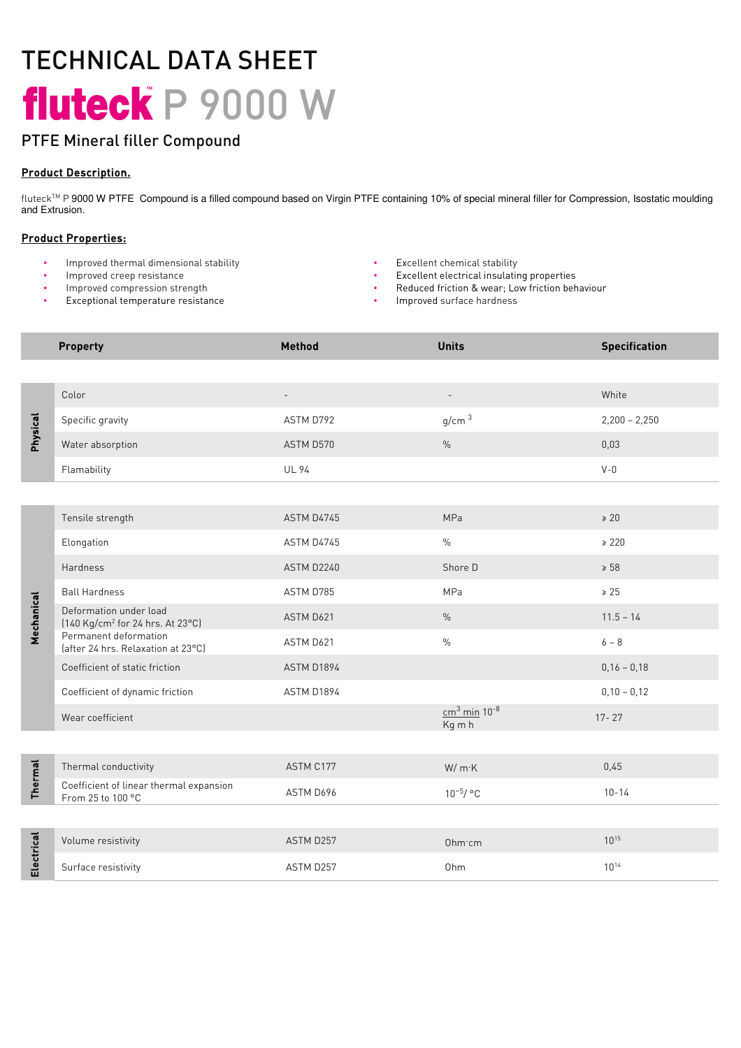# TECHNICAL DATA SHEET

# fluteck™ P 9000 W

## PTFE Mineral filler Compound

**Product Description.**

fluteck™ P 9000 W PTFE Compound is a filled compound based on Virgin PTFE containing 10% of special mineral filler for Compression, Isostatic moulding and Extrusion.

**Product Properties:**

- Improved thermal dimensional stability
- Improved creep resistance
- Improved compression strength
- Exceptional temperature resistance
- Excellent chemical stability
- Excellent electrical insulating properties
- Reduced friction & wear; Low friction behaviour
- Improved surface hardness

| | Property | Method | Units | Specification |
|---|---|---|---|---|
| Physical | Color | - | - | White |
| | Specific gravity | ASTM D792 | $g/cm^3$ | 2,200 – 2,250 |
| | Water absorption | ASTM D570 | % | 0,03 |
| | Flamability | UL 94 | | V-0 |
| Mechanical | Tensile strength | ASTM D4745 | MPa | ≥ 20 |
| | Elongation | ASTM D4745 | % | ≥ 220 |
| | Hardness | ASTM D2240 | Shore D | ≥ 58 |
| | Ball Hardness | ASTM D785 | MPa | ≥ 25 |
| | Deformation under load (140 Kg/$cm^2$ for 24 hrs. At 23°C) | ASTM D621 | % | 11.5 – 14 |
| | Permanent deformation (after 24 hrs. Relaxation at 23°C) | ASTM D621 | % | 6 – 8 |
| | Coefficient of static friction | ASTM D1894 | | 0,16 – 0,18 |
| | Coefficient of dynamic friction | ASTM D1894 | | 0,10 – 0,12 |
| | Wear coefficient | | $\frac{cm^3\ min}{Kg\ m\ h}\ 10^{-8}$ | 17- 27 |
| Thermal | Thermal conductivity | ASTM C177 | W/ m·K | 0,45 |
| | Coefficient of linear thermal expansion From 25 to 100 °C | ASTM D696 | $10^{-5}$/ °C | 10-14 |
| Electrical | Volume resistivity | ASTM D257 | Ohm·cm | $10^{15}$ |
| | Surface resistivity | ASTM D257 | Ohm | $10^{14}$ |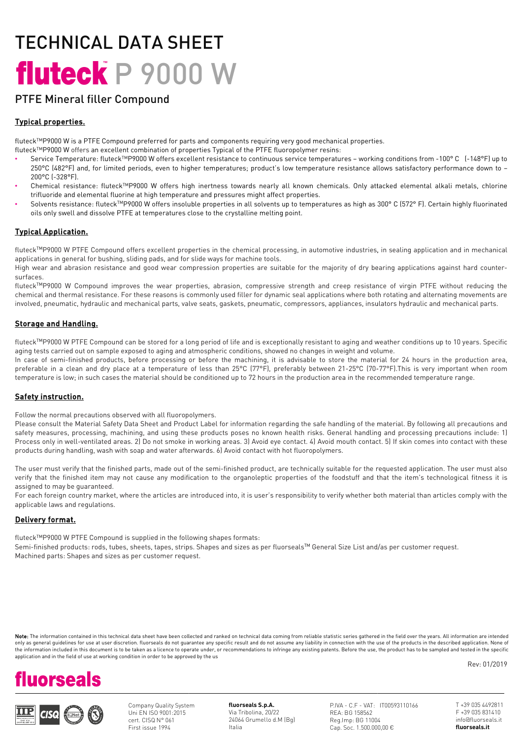# TECHNICAL DATA SHEET

# fluteck™ P 9000 W

## PTFE Mineral filler Compound

### Typical properties.

fluteck™P9000 W is a PTFE Compound preferred for parts and components requiring very good mechanical properties.

fluteck™P9000 W offers an excellent combination of properties Typical of the PTFE fluoropolymer resins:

- Service Temperature: fluteck™P9000 W offers excellent resistance to continuous service temperatures – working conditions from -100° C (-148°F) up to 250°C (482°F) and, for limited periods, even to higher temperatures; product's low temperature resistance allows satisfactory performance down to – 200°C (-328°F).
- Chemical resistance: fluteck™P9000 W offers high inertness towards nearly all known chemicals. Only attacked elemental alkali metals, chlorine trifluoride and elemental fluorine at high temperature and pressures might affect properties.
- Solvents resistance: fluteck™P9000 W offers insoluble properties in all solvents up to temperatures as high as 300° C (572° F). Certain highly fluorinated oils only swell and dissolve PTFE at temperatures close to the crystalline melting point.

### Typical Application.

fluteck™P9000 W PTFE Compound offers excellent properties in the chemical processing, in automotive industries, in sealing application and in mechanical applications in general for bushing, sliding pads, and for slide ways for machine tools.

High wear and abrasion resistance and good wear compression properties are suitable for the majority of dry bearing applications against hard counter-surfaces.

fluteck™P9000 W Compound improves the wear properties, abrasion, compressive strength and creep resistance of virgin PTFE without reducing the chemical and thermal resistance. For these reasons is commonly used filler for dynamic seal applications where both rotating and alternating movements are involved, pneumatic, hydraulic and mechanical parts, valve seats, gaskets, pneumatic, compressors, appliances, insulators hydraulic and mechanical parts.

### Storage and Handling.

fluteck™P9000 W PTFE Compound can be stored for a long period of life and is exceptionally resistant to aging and weather conditions up to 10 years. Specific aging tests carried out on sample exposed to aging and atmospheric conditions, showed no changes in weight and volume.

In case of semi-finished products, before processing or before the machining, it is advisable to store the material for 24 hours in the production area, preferable in a clean and dry place at a temperature of less than 25°C (77°F), preferably between 21-25°C (70-77°F).This is very important when room temperature is low; in such cases the material should be conditioned up to 72 hours in the production area in the recommended temperature range.

### Safety instruction.

Follow the normal precautions observed with all fluoropolymers.

Please consult the Material Safety Data Sheet and Product Label for information regarding the safe handling of the material. By following all precautions and safety measures, processing, machining, and using these products poses no known health risks. General handling and processing precautions include: 1) Process only in well-ventilated areas. 2) Do not smoke in working areas. 3) Avoid eye contact. 4) Avoid mouth contact. 5) If skin comes into contact with these products during handling, wash with soap and water afterwards. 6) Avoid contact with hot fluoropolymers.

The user must verify that the finished parts, made out of the semi-finished product, are technically suitable for the requested application. The user must also verify that the finished item may not cause any modification to the organoleptic properties of the foodstuff and that the item's technological fitness it is assigned to may be guaranteed.

For each foreign country market, where the articles are introduced into, it is user's responsibility to verify whether both material than articles comply with the applicable laws and regulations.

### Delivery format.

fluteck™P9000 W PTFE Compound is supplied in the following shapes formats:

Semi-finished products: rods, tubes, sheets, tapes, strips. Shapes and sizes as per fluorseals™ General Size List and/as per customer request.

Machined parts: Shapes and sizes as per customer request.

**Note:** The information contained in this technical data sheet have been collected and ranked on technical data coming from reliable statistic series gathered in the field over the years. All information are intended only as general guidelines for use at user discretion. fluorseals do not guarantee any specific result and do not assume any liability in connection with the use of the products in the described application. None of the information included in this document is to be taken as a licence to operate under, or recommendations to infringe any existing patents. Before the use, the product has to be sampled and tested in the specific application and in the field of use at working condition in order to be approved by the us

Rev: 01/2019

**fluorseals**

Company Quality System
Uni EN ISO 9001:2015
cert. CISQ N° 061
First issue 1994

**fluorseals S.p.A.**
Via Tribolina, 20/22
24064 Grumello d.M (Bg)
Italia

P.IVA - C.F - VAT: IT00593110166
REA: BG 158562
Reg.Imp: BG 11004
Cap. Soc. 1.500.000,00 €

T +39 035 4492811
F +39 035 831410
info@fluorseals.it
**fluorseals.it**